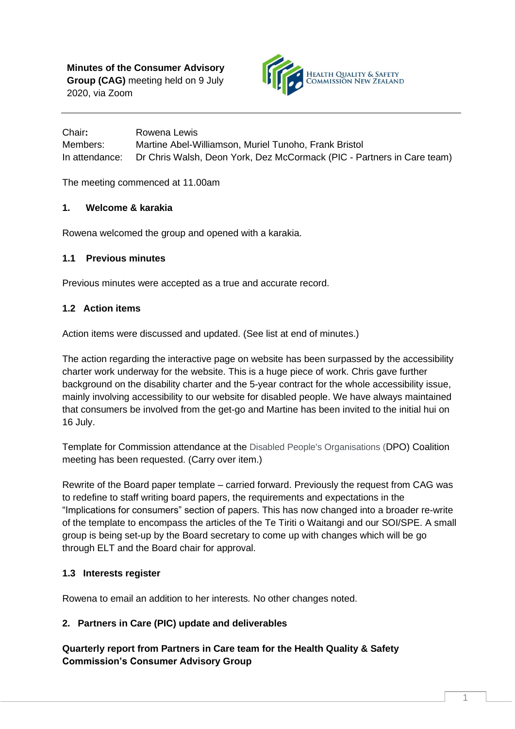**Minutes of the Consumer Advisory Group (CAG)** meeting held on 9 July 2020, via Zoom

HEALTH QUALITY & SAFETY COMMISSION NEW ZEALAND

---

| | |
|---|---|
| Chair**:** | Rowena Lewis |
| Members: | Martine Abel-Williamson, Muriel Tunoho, Frank Bristol |
| In attendance: | Dr Chris Walsh, Deon York, Dez McCormack (PIC - Partners in Care team) |

The meeting commenced at 11.00am

## 1. Welcome & karakia

Rowena welcomed the group and opened with a karakia.

### 1.1 Previous minutes

Previous minutes were accepted as a true and accurate record.

### 1.2 Action items

Action items were discussed and updated. (See list at end of minutes.)

The action regarding the interactive page on website has been surpassed by the accessibility charter work underway for the website. This is a huge piece of work. Chris gave further background on the disability charter and the 5-year contract for the whole accessibility issue, mainly involving accessibility to our website for disabled people. We have always maintained that consumers be involved from the get-go and Martine has been invited to the initial hui on 16 July.

Template for Commission attendance at the Disabled People's Organisations (DPO) Coalition meeting has been requested. (Carry over item.)

Rewrite of the Board paper template – carried forward. Previously the request from CAG was to redefine to staff writing board papers, the requirements and expectations in the "Implications for consumers" section of papers. This has now changed into a broader re-write of the template to encompass the articles of the Te Tiriti o Waitangi and our SOI/SPE. A small group is being set-up by the Board secretary to come up with changes which will be go through ELT and the Board chair for approval.

### 1.3 Interests register

Rowena to email an addition to her interests. No other changes noted.

## 2. Partners in Care (PIC) update and deliverables

**Quarterly report from Partners in Care team for the Health Quality & Safety Commission's Consumer Advisory Group**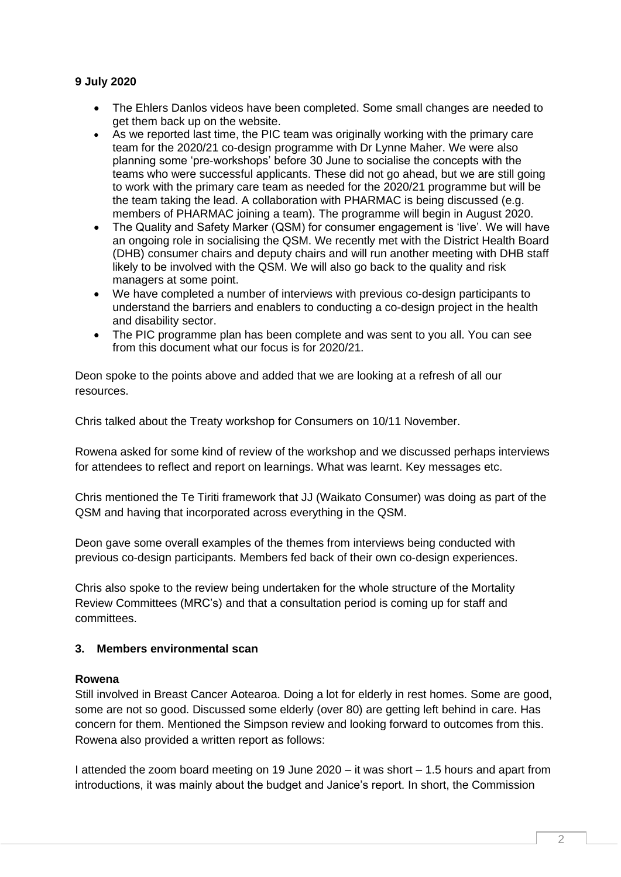**9 July 2020**

- The Ehlers Danlos videos have been completed. Some small changes are needed to get them back up on the website.
- As we reported last time, the PIC team was originally working with the primary care team for the 2020/21 co-design programme with Dr Lynne Maher. We were also planning some 'pre-workshops' before 30 June to socialise the concepts with the teams who were successful applicants. These did not go ahead, but we are still going to work with the primary care team as needed for the 2020/21 programme but will be the team taking the lead. A collaboration with PHARMAC is being discussed (e.g. members of PHARMAC joining a team). The programme will begin in August 2020.
- The Quality and Safety Marker (QSM) for consumer engagement is 'live'. We will have an ongoing role in socialising the QSM. We recently met with the District Health Board (DHB) consumer chairs and deputy chairs and will run another meeting with DHB staff likely to be involved with the QSM. We will also go back to the quality and risk managers at some point.
- We have completed a number of interviews with previous co-design participants to understand the barriers and enablers to conducting a co-design project in the health and disability sector.
- The PIC programme plan has been complete and was sent to you all. You can see from this document what our focus is for 2020/21.

Deon spoke to the points above and added that we are looking at a refresh of all our resources.

Chris talked about the Treaty workshop for Consumers on 10/11 November.

Rowena asked for some kind of review of the workshop and we discussed perhaps interviews for attendees to reflect and report on learnings. What was learnt. Key messages etc.

Chris mentioned the Te Tiriti framework that JJ (Waikato Consumer) was doing as part of the QSM and having that incorporated across everything in the QSM.

Deon gave some overall examples of the themes from interviews being conducted with previous co-design participants. Members fed back of their own co-design experiences.

Chris also spoke to the review being undertaken for the whole structure of the Mortality Review Committees (MRC's) and that a consultation period is coming up for staff and committees.

## 3. Members environmental scan

**Rowena**

Still involved in Breast Cancer Aotearoa. Doing a lot for elderly in rest homes. Some are good, some are not so good. Discussed some elderly (over 80) are getting left behind in care. Has concern for them. Mentioned the Simpson review and looking forward to outcomes from this. Rowena also provided a written report as follows:

I attended the zoom board meeting on 19 June 2020 – it was short – 1.5 hours and apart from introductions, it was mainly about the budget and Janice's report. In short, the Commission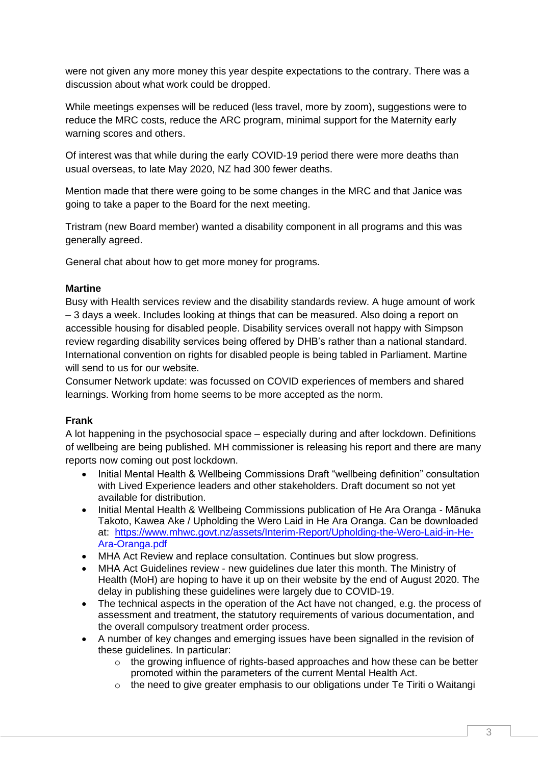were not given any more money this year despite expectations to the contrary. There was a discussion about what work could be dropped.

While meetings expenses will be reduced (less travel, more by zoom), suggestions were to reduce the MRC costs, reduce the ARC program, minimal support for the Maternity early warning scores and others.

Of interest was that while during the early COVID-19 period there were more deaths than usual overseas, to late May 2020, NZ had 300 fewer deaths.

Mention made that there were going to be some changes in the MRC and that Janice was going to take a paper to the Board for the next meeting.

Tristram (new Board member) wanted a disability component in all programs and this was generally agreed.

General chat about how to get more money for programs.

**Martine**
Busy with Health services review and the disability standards review. A huge amount of work – 3 days a week. Includes looking at things that can be measured. Also doing a report on accessible housing for disabled people. Disability services overall not happy with Simpson review regarding disability services being offered by DHB's rather than a national standard. International convention on rights for disabled people is being tabled in Parliament. Martine will send to us for our website.
Consumer Network update: was focussed on COVID experiences of members and shared learnings. Working from home seems to be more accepted as the norm.

**Frank**
A lot happening in the psychosocial space – especially during and after lockdown. Definitions of wellbeing are being published. MH commissioner is releasing his report and there are many reports now coming out post lockdown.

- Initial Mental Health & Wellbeing Commissions Draft "wellbeing definition" consultation with Lived Experience leaders and other stakeholders. Draft document so not yet available for distribution.
- Initial Mental Health & Wellbeing Commissions publication of He Ara Oranga - Mānuka Takoto, Kawea Ake / Upholding the Wero Laid in He Ara Oranga. Can be downloaded at: https://www.mhwc.govt.nz/assets/Interim-Report/Upholding-the-Wero-Laid-in-He-Ara-Oranga.pdf
- MHA Act Review and replace consultation. Continues but slow progress.
- MHA Act Guidelines review - new guidelines due later this month. The Ministry of Health (MoH) are hoping to have it up on their website by the end of August 2020. The delay in publishing these guidelines were largely due to COVID-19.
- The technical aspects in the operation of the Act have not changed, e.g. the process of assessment and treatment, the statutory requirements of various documentation, and the overall compulsory treatment order process.
- A number of key changes and emerging issues have been signalled in the revision of these guidelines. In particular:
  - the growing influence of rights-based approaches and how these can be better promoted within the parameters of the current Mental Health Act.
  - the need to give greater emphasis to our obligations under Te Tiriti o Waitangi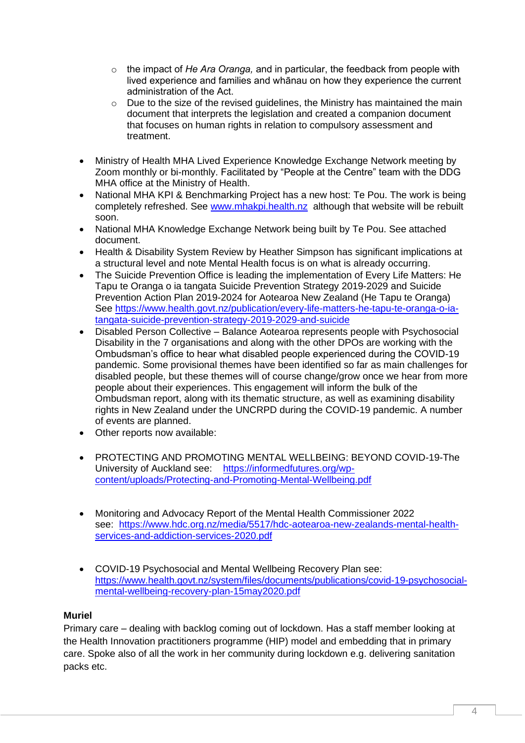- the impact of *He Ara Oranga,* and in particular, the feedback from people with lived experience and families and whānau on how they experience the current administration of the Act.
  - Due to the size of the revised guidelines, the Ministry has maintained the main document that interprets the legislation and created a companion document that focuses on human rights in relation to compulsory assessment and treatment.

- Ministry of Health MHA Lived Experience Knowledge Exchange Network meeting by Zoom monthly or bi-monthly. Facilitated by "People at the Centre" team with the DDG MHA office at the Ministry of Health.
- National MHA KPI & Benchmarking Project has a new host: Te Pou. The work is being completely refreshed. See www.mhakpi.health.nz although that website will be rebuilt soon.
- National MHA Knowledge Exchange Network being built by Te Pou. See attached document.
- Health & Disability System Review by Heather Simpson has significant implications at a structural level and note Mental Health focus is on what is already occurring.
- The Suicide Prevention Office is leading the implementation of Every Life Matters: He Tapu te Oranga o ia tangata Suicide Prevention Strategy 2019-2029 and Suicide Prevention Action Plan 2019-2024 for Aotearoa New Zealand (He Tapu te Oranga) See https://www.health.govt.nz/publication/every-life-matters-he-tapu-te-oranga-o-ia-tangata-suicide-prevention-strategy-2019-2029-and-suicide
- Disabled Person Collective – Balance Aotearoa represents people with Psychosocial Disability in the 7 organisations and along with the other DPOs are working with the Ombudsman's office to hear what disabled people experienced during the COVID-19 pandemic. Some provisional themes have been identified so far as main challenges for disabled people, but these themes will of course change/grow once we hear from more people about their experiences. This engagement will inform the bulk of the Ombudsman report, along with its thematic structure, as well as examining disability rights in New Zealand under the UNCRPD during the COVID-19 pandemic. A number of events are planned.
- Other reports now available:

- PROTECTING AND PROMOTING MENTAL WELLBEING: BEYOND COVID-19-The University of Auckland see: https://informedfutures.org/wp-content/uploads/Protecting-and-Promoting-Mental-Wellbeing.pdf

- Monitoring and Advocacy Report of the Mental Health Commissioner 2022 see: https://www.hdc.org.nz/media/5517/hdc-aotearoa-new-zealands-mental-health-services-and-addiction-services-2020.pdf

- COVID-19 Psychosocial and Mental Wellbeing Recovery Plan see: https://www.health.govt.nz/system/files/documents/publications/covid-19-psychosocial-mental-wellbeing-recovery-plan-15may2020.pdf

**Muriel**

Primary care – dealing with backlog coming out of lockdown. Has a staff member looking at the Health Innovation practitioners programme (HIP) model and embedding that in primary care. Spoke also of all the work in her community during lockdown e.g. delivering sanitation packs etc.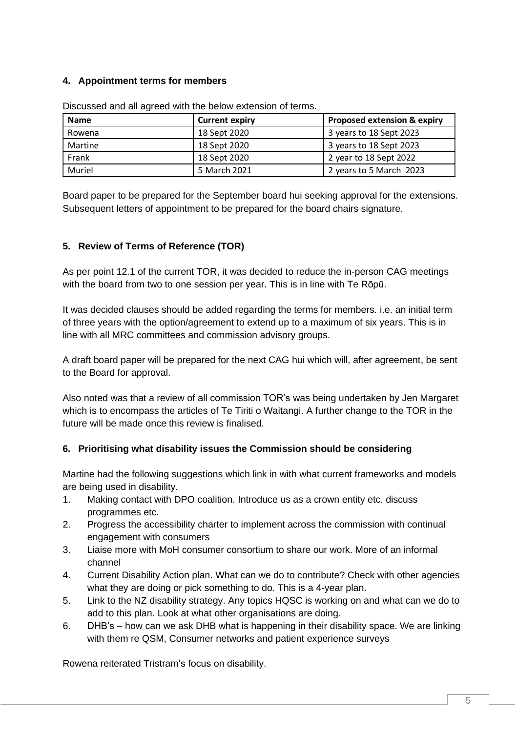### 4. Appointment terms for members

Discussed and all agreed with the below extension of terms.

| Name | Current expiry | Proposed extension & expiry |
|---|---|---|
| Rowena | 18 Sept 2020 | 3 years to 18 Sept 2023 |
| Martine | 18 Sept 2020 | 3 years to 18 Sept 2023 |
| Frank | 18 Sept 2020 | 2 year to 18 Sept 2022 |
| Muriel | 5 March 2021 | 2 years to 5 March 2023 |

Board paper to be prepared for the September board hui seeking approval for the extensions. Subsequent letters of appointment to be prepared for the board chairs signature.

### 5. Review of Terms of Reference (TOR)

As per point 12.1 of the current TOR, it was decided to reduce the in-person CAG meetings with the board from two to one session per year. This is in line with Te Rōpū.

It was decided clauses should be added regarding the terms for members. i.e. an initial term of three years with the option/agreement to extend up to a maximum of six years. This is in line with all MRC committees and commission advisory groups.

A draft board paper will be prepared for the next CAG hui which will, after agreement, be sent to the Board for approval.

Also noted was that a review of all commission TOR's was being undertaken by Jen Margaret which is to encompass the articles of Te Tiriti o Waitangi. A further change to the TOR in the future will be made once this review is finalised.

### 6. Prioritising what disability issues the Commission should be considering

Martine had the following suggestions which link in with what current frameworks and models are being used in disability.

1. Making contact with DPO coalition. Introduce us as a crown entity etc. discuss programmes etc.
2. Progress the accessibility charter to implement across the commission with continual engagement with consumers
3. Liaise more with MoH consumer consortium to share our work. More of an informal channel
4. Current Disability Action plan. What can we do to contribute? Check with other agencies what they are doing or pick something to do. This is a 4-year plan.
5. Link to the NZ disability strategy. Any topics HQSC is working on and what can we do to add to this plan. Look at what other organisations are doing.
6. DHB's – how can we ask DHB what is happening in their disability space. We are linking with them re QSM, Consumer networks and patient experience surveys

Rowena reiterated Tristram's focus on disability.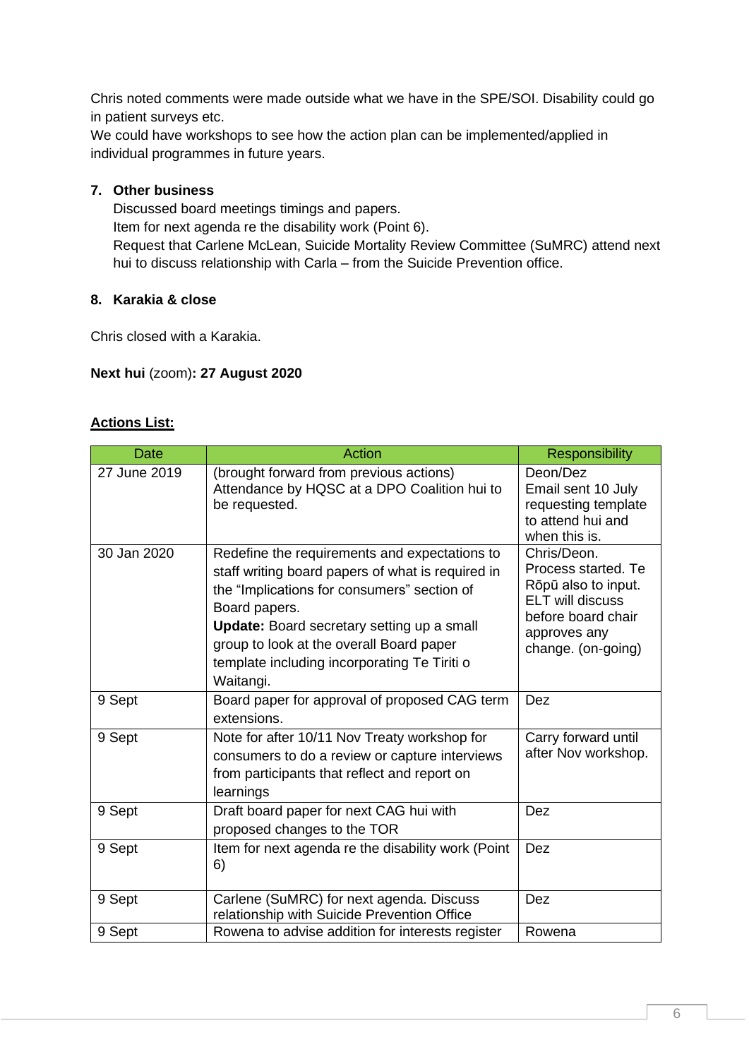Chris noted comments were made outside what we have in the SPE/SOI. Disability could go in patient surveys etc.
We could have workshops to see how the action plan can be implemented/applied in individual programmes in future years.

**7. Other business**

Discussed board meetings timings and papers.
Item for next agenda re the disability work (Point 6).
Request that Carlene McLean, Suicide Mortality Review Committee (SuMRC) attend next hui to discuss relationship with Carla – from the Suicide Prevention office.

**8. Karakia & close**

Chris closed with a Karakia.

**Next hui** (zoom)**: 27 August 2020**

**Actions List:**

| Date | Action | Responsibility |
|---|---|---|
| 27 June 2019 | (brought forward from previous actions) Attendance by HQSC at a DPO Coalition hui to be requested. | Deon/Dez Email sent 10 July requesting template to attend hui and when this is. |
| 30 Jan 2020 | Redefine the requirements and expectations to staff writing board papers of what is required in the "Implications for consumers" section of Board papers. **Update:** Board secretary setting up a small group to look at the overall Board paper template including incorporating Te Tiriti o Waitangi. | Chris/Deon. Process started. Te Rōpū also to input. ELT will discuss before board chair approves any change. (on-going) |
| 9 Sept | Board paper for approval of proposed CAG term extensions. | Dez |
| 9 Sept | Note for after 10/11 Nov Treaty workshop for consumers to do a review or capture interviews from participants that reflect and report on learnings | Carry forward until after Nov workshop. |
| 9 Sept | Draft board paper for next CAG hui with proposed changes to the TOR | Dez |
| 9 Sept | Item for next agenda re the disability work (Point 6) | Dez |
| 9 Sept | Carlene (SuMRC) for next agenda. Discuss relationship with Suicide Prevention Office | Dez |
| 9 Sept | Rowena to advise addition for interests register | Rowena |